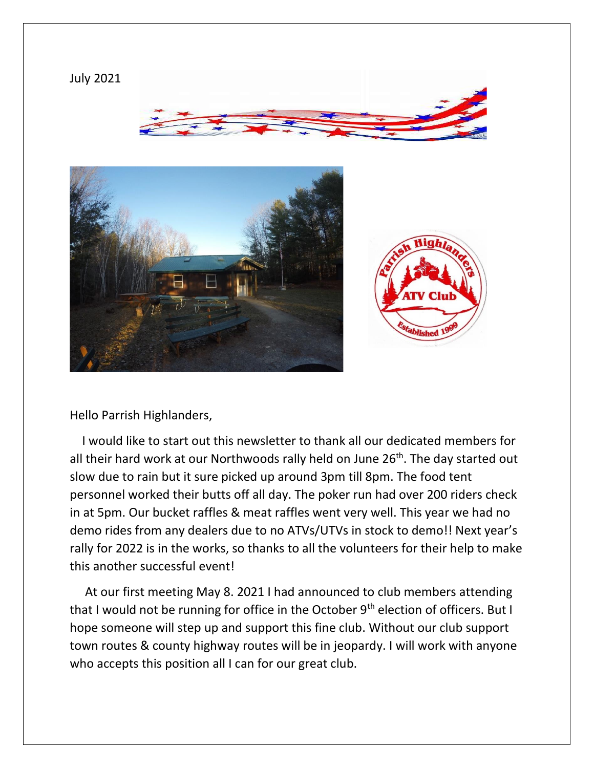July 2021

Hello Parrish Highlanders,

I would like to start out this newsletter to thank all our dedicated members for all their hard work at our Northwoods rally held on June 26th. The day started out slow due to rain but it sure picked up around 3pm till 8pm. The food tent personnel worked their butts off all day. The poker run had over 200 riders check in at 5pm. Our bucket raffles & meat raffles went very well. This year we had no demo rides from any dealers due to no ATVs/UTVs in stock to demo!! Next year's rally for 2022 is in the works, so thanks to all the volunteers for their help to make this another successful event!

At our first meeting May 8. 2021 I had announced to club members attending that I would not be running for office in the October 9th election of officers. But I hope someone will step up and support this fine club. Without our club support town routes & county highway routes will be in jeopardy. I will work with anyone who accepts this position all I can for our great club.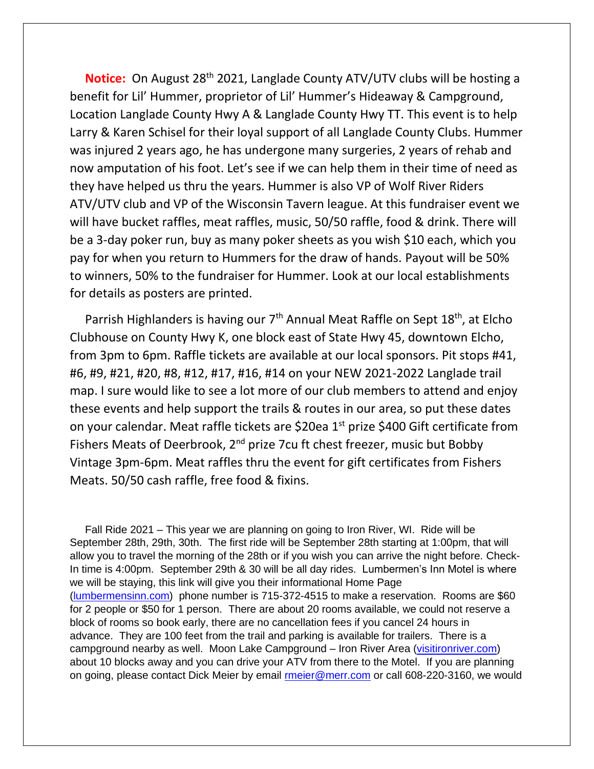**Notice:** On August 28th 2021, Langlade County ATV/UTV clubs will be hosting a benefit for Lil' Hummer, proprietor of Lil' Hummer's Hideaway & Campground, Location Langlade County Hwy A & Langlade County Hwy TT. This event is to help Larry & Karen Schisel for their loyal support of all Langlade County Clubs. Hummer was injured 2 years ago, he has undergone many surgeries, 2 years of rehab and now amputation of his foot. Let's see if we can help them in their time of need as they have helped us thru the years. Hummer is also VP of Wolf River Riders ATV/UTV club and VP of the Wisconsin Tavern league. At this fundraiser event we will have bucket raffles, meat raffles, music, 50/50 raffle, food & drink. There will be a 3-day poker run, buy as many poker sheets as you wish $10 each, which you pay for when you return to Hummers for the draw of hands. Payout will be 50% to winners, 50% to the fundraiser for Hummer. Look at our local establishments for details as posters are printed.

Parrish Highlanders is having our 7th Annual Meat Raffle on Sept 18th, at Elcho Clubhouse on County Hwy K, one block east of State Hwy 45, downtown Elcho, from 3pm to 6pm. Raffle tickets are available at our local sponsors. Pit stops #41, #6, #9, #21, #20, #8, #12, #17, #16, #14 on your NEW 2021-2022 Langlade trail map. I sure would like to see a lot more of our club members to attend and enjoy these events and help support the trails & routes in our area, so put these dates on your calendar. Meat raffle tickets are $20ea 1st prize $400 Gift certificate from Fishers Meats of Deerbrook, 2nd prize 7cu ft chest freezer, music but Bobby Vintage 3pm-6pm. Meat raffles thru the event for gift certificates from Fishers Meats. 50/50 cash raffle, free food & fixins.

Fall Ride 2021 – This year we are planning on going to Iron River, WI. Ride will be September 28th, 29th, 30th. The first ride will be September 28th starting at 1:00pm, that will allow you to travel the morning of the 28th or if you wish you can arrive the night before. Check-In time is 4:00pm. September 29th & 30 will be all day rides. Lumbermen's Inn Motel is where we will be staying, this link will give you their informational Home Page (lumbermensinn.com) phone number is 715-372-4515 to make a reservation. Rooms are $60 for 2 people or $50 for 1 person. There are about 20 rooms available, we could not reserve a block of rooms so book early, there are no cancellation fees if you cancel 24 hours in advance. They are 100 feet from the trail and parking is available for trailers. There is a campground nearby as well. Moon Lake Campground – Iron River Area (visitironriver.com) about 10 blocks away and you can drive your ATV from there to the Motel. If you are planning on going, please contact Dick Meier by email rmeier@merr.com or call 608-220-3160, we would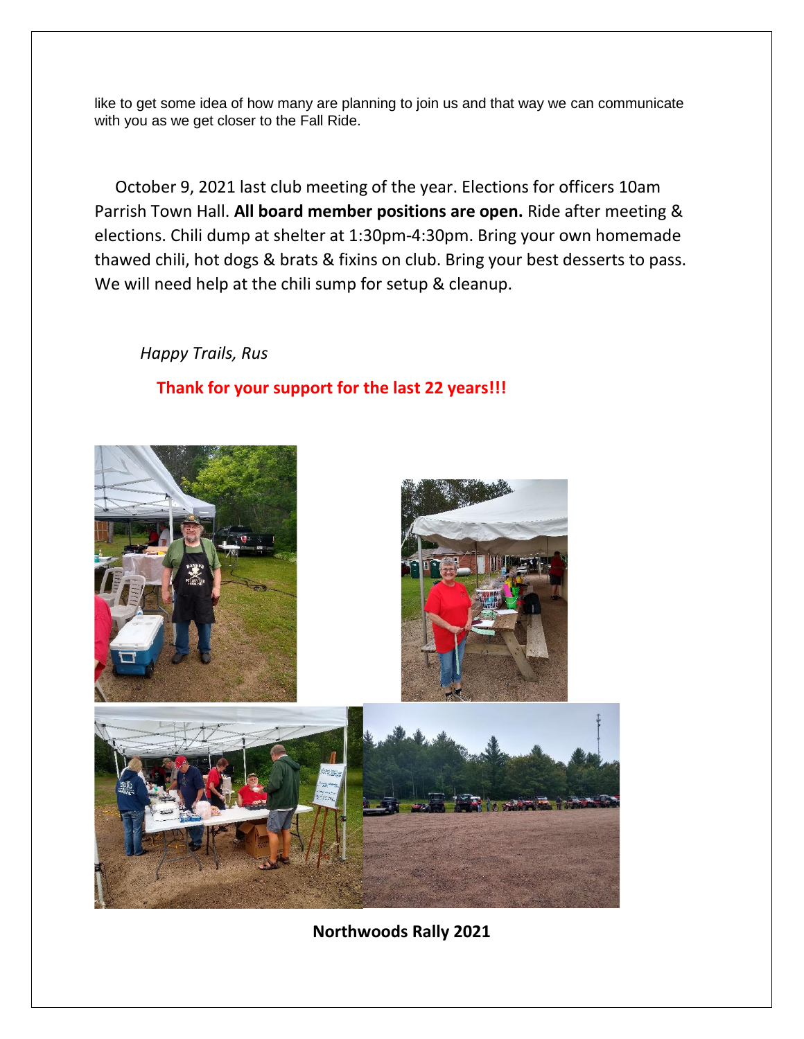like to get some idea of how many are planning to join us and that way we can communicate with you as we get closer to the Fall Ride.

October 9, 2021 last club meeting of the year. Elections for officers 10am Parrish Town Hall. **All board member positions are open.** Ride after meeting & elections. Chili dump at shelter at 1:30pm-4:30pm. Bring your own homemade thawed chili, hot dogs & brats & fixins on club. Bring your best desserts to pass. We will need help at the chili sump for setup & cleanup.

*Happy Trails, Rus*

**Thank for your support for the last 22 years!!!**

**Northwoods Rally 2021**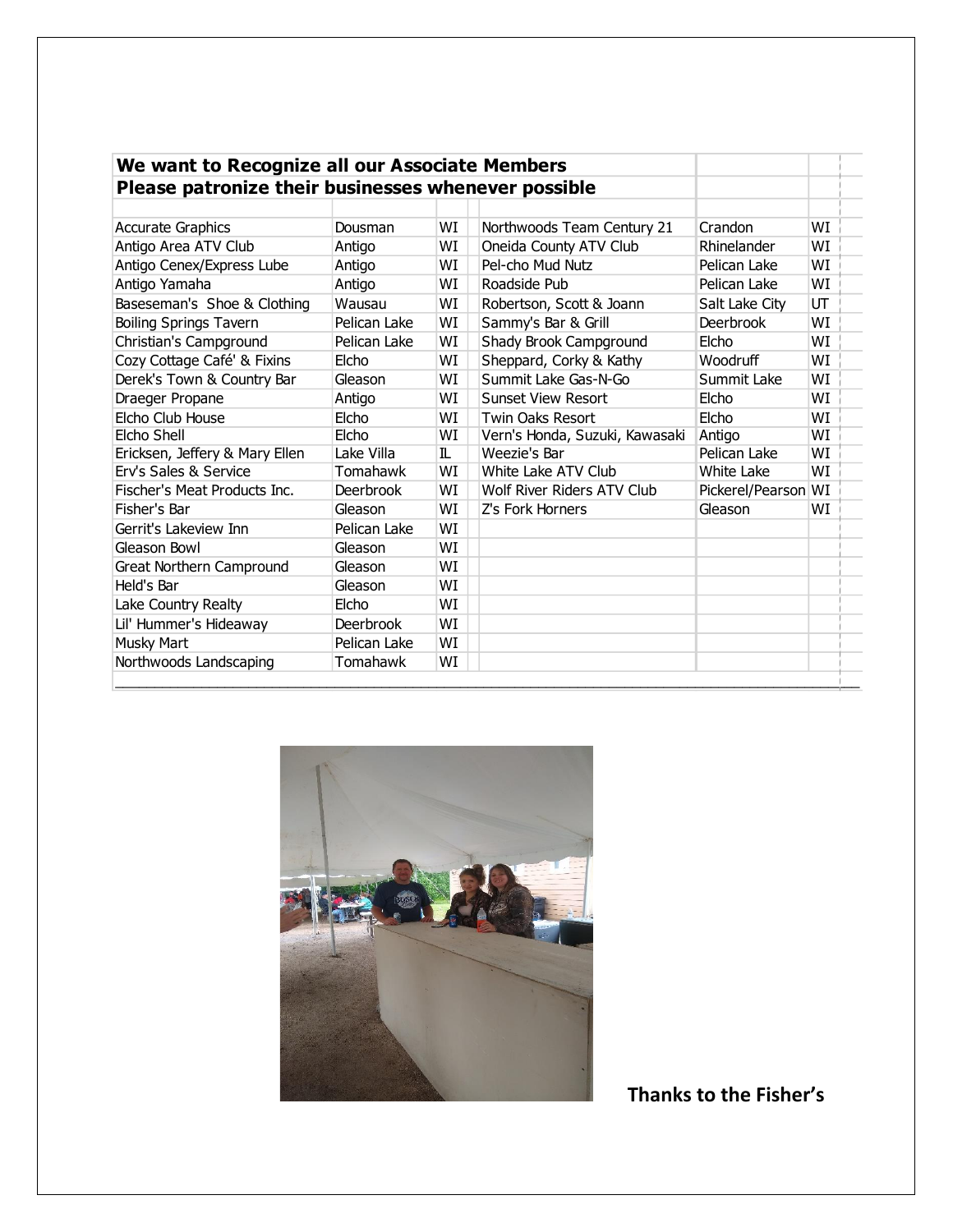**We want to Recognize all our Associate Members**
**Please patronize their businesses whenever possible**

| | | | | | |
|---|---|---|---|---|---|
| Accurate Graphics | Dousman | WI | Northwoods Team Century 21 | Crandon | WI |
| Antigo Area ATV Club | Antigo | WI | Oneida County ATV Club | Rhinelander | WI |
| Antigo Cenex/Express Lube | Antigo | WI | Pel-cho Mud Nutz | Pelican Lake | WI |
| Antigo Yamaha | Antigo | WI | Roadside Pub | Pelican Lake | WI |
| Baseseman's  Shoe & Clothing | Wausau | WI | Robertson, Scott & Joann | Salt Lake City | UT |
| Boiling Springs Tavern | Pelican Lake | WI | Sammy's Bar & Grill | Deerbrook | WI |
| Christian's Campground | Pelican Lake | WI | Shady Brook Campground | Elcho | WI |
| Cozy Cottage Café' & Fixins | Elcho | WI | Sheppard, Corky & Kathy | Woodruff | WI |
| Derek's Town & Country Bar | Gleason | WI | Summit Lake Gas-N-Go | Summit Lake | WI |
| Draeger Propane | Antigo | WI | Sunset View Resort | Elcho | WI |
| Elcho Club House | Elcho | WI | Twin Oaks Resort | Elcho | WI |
| Elcho Shell | Elcho | WI | Vern's Honda, Suzuki, Kawasaki | Antigo | WI |
| Ericksen, Jeffery & Mary Ellen | Lake Villa | IL | Weezie's Bar | Pelican Lake | WI |
| Erv's Sales & Service | Tomahawk | WI | White Lake ATV Club | White Lake | WI |
| Fischer's Meat Products Inc. | Deerbrook | WI | Wolf River Riders ATV Club | Pickerel/Pearson | WI |
| Fisher's Bar | Gleason | WI | Z's Fork Horners | Gleason | WI |
| Gerrit's Lakeview Inn | Pelican Lake | WI | | | |
| Gleason Bowl | Gleason | WI | | | |
| Great Northern Campround | Gleason | WI | | | |
| Held's Bar | Gleason | WI | | | |
| Lake Country Realty | Elcho | WI | | | |
| Lil' Hummer's Hideaway | Deerbrook | WI | | | |
| Musky Mart | Pelican Lake | WI | | | |
| Northwoods Landscaping | Tomahawk | WI | | | |

**Thanks to the Fisher's**